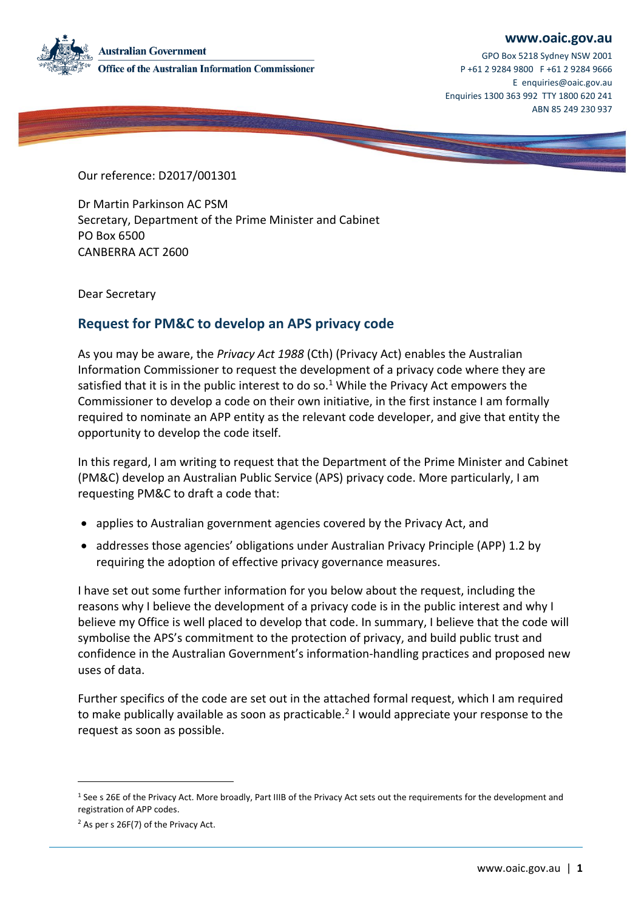Australian Government
Office of the Australian Information Commissioner

**www.oaic.gov.au**
GPO Box 5218 Sydney NSW 2001
P +61 2 9284 9800 F +61 2 9284 9666
E enquiries@oaic.gov.au
Enquiries 1300 363 992 TTY 1800 620 241
ABN 85 249 230 937

Our reference: D2017/001301

Dr Martin Parkinson AC PSM
Secretary, Department of the Prime Minister and Cabinet
PO Box 6500
CANBERRA ACT 2600

Dear Secretary

## Request for PM&C to develop an APS privacy code

As you may be aware, the *Privacy Act 1988* (Cth) (Privacy Act) enables the Australian Information Commissioner to request the development of a privacy code where they are satisfied that it is in the public interest to do so.[1] While the Privacy Act empowers the Commissioner to develop a code on their own initiative, in the first instance I am formally required to nominate an APP entity as the relevant code developer, and give that entity the opportunity to develop the code itself.

In this regard, I am writing to request that the Department of the Prime Minister and Cabinet (PM&C) develop an Australian Public Service (APS) privacy code. More particularly, I am requesting PM&C to draft a code that:

- applies to Australian government agencies covered by the Privacy Act, and
- addresses those agencies' obligations under Australian Privacy Principle (APP) 1.2 by requiring the adoption of effective privacy governance measures.

I have set out some further information for you below about the request, including the reasons why I believe the development of a privacy code is in the public interest and why I believe my Office is well placed to develop that code. In summary, I believe that the code will symbolise the APS's commitment to the protection of privacy, and build public trust and confidence in the Australian Government's information-handling practices and proposed new uses of data.

Further specifics of the code are set out in the attached formal request, which I am required to make publically available as soon as practicable.[2] I would appreciate your response to the request as soon as possible.

---

[1] See s 26E of the Privacy Act. More broadly, Part IIIB of the Privacy Act sets out the requirements for the development and registration of APP codes.

[2] As per s 26F(7) of the Privacy Act.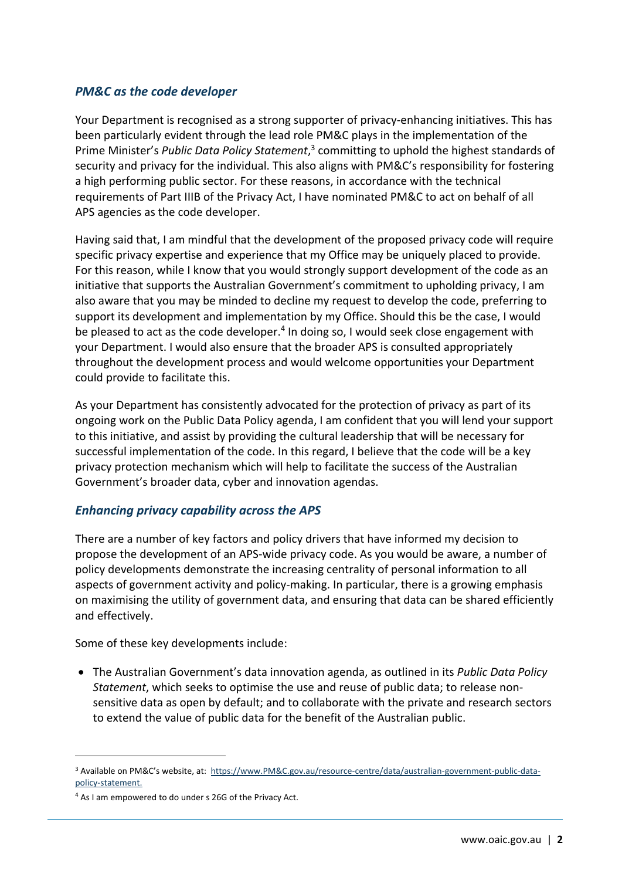### *PM&C as the code developer*

Your Department is recognised as a strong supporter of privacy-enhancing initiatives. This has been particularly evident through the lead role PM&C plays in the implementation of the Prime Minister's *Public Data Policy Statement*,[3] committing to uphold the highest standards of security and privacy for the individual. This also aligns with PM&C's responsibility for fostering a high performing public sector. For these reasons, in accordance with the technical requirements of Part IIIB of the Privacy Act, I have nominated PM&C to act on behalf of all APS agencies as the code developer.

Having said that, I am mindful that the development of the proposed privacy code will require specific privacy expertise and experience that my Office may be uniquely placed to provide. For this reason, while I know that you would strongly support development of the code as an initiative that supports the Australian Government's commitment to upholding privacy, I am also aware that you may be minded to decline my request to develop the code, preferring to support its development and implementation by my Office. Should this be the case, I would be pleased to act as the code developer.[4] In doing so, I would seek close engagement with your Department. I would also ensure that the broader APS is consulted appropriately throughout the development process and would welcome opportunities your Department could provide to facilitate this.

As your Department has consistently advocated for the protection of privacy as part of its ongoing work on the Public Data Policy agenda, I am confident that you will lend your support to this initiative, and assist by providing the cultural leadership that will be necessary for successful implementation of the code. In this regard, I believe that the code will be a key privacy protection mechanism which will help to facilitate the success of the Australian Government's broader data, cyber and innovation agendas.

### *Enhancing privacy capability across the APS*

There are a number of key factors and policy drivers that have informed my decision to propose the development of an APS-wide privacy code. As you would be aware, a number of policy developments demonstrate the increasing centrality of personal information to all aspects of government activity and policy-making. In particular, there is a growing emphasis on maximising the utility of government data, and ensuring that data can be shared efficiently and effectively.

Some of these key developments include:

- The Australian Government's data innovation agenda, as outlined in its *Public Data Policy Statement*, which seeks to optimise the use and reuse of public data; to release non-sensitive data as open by default; and to collaborate with the private and research sectors to extend the value of public data for the benefit of the Australian public.

---

[3] Available on PM&C's website, at: [https://www.PM&C.gov.au/resource-centre/data/australian-government-public-data-policy-statement.](https://www.PM&C.gov.au/resource-centre/data/australian-government-public-data-policy-statement)

[4] As I am empowered to do under s 26G of the Privacy Act.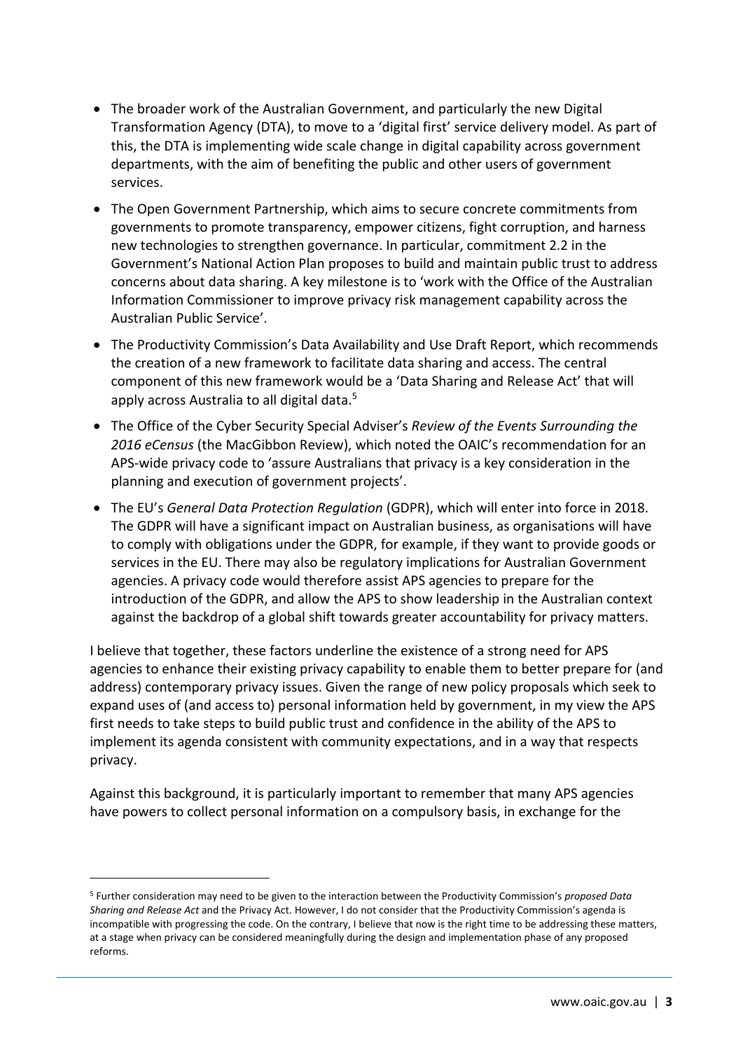- The broader work of the Australian Government, and particularly the new Digital Transformation Agency (DTA), to move to a 'digital first' service delivery model. As part of this, the DTA is implementing wide scale change in digital capability across government departments, with the aim of benefiting the public and other users of government services.
- The Open Government Partnership, which aims to secure concrete commitments from governments to promote transparency, empower citizens, fight corruption, and harness new technologies to strengthen governance. In particular, commitment 2.2 in the Government's National Action Plan proposes to build and maintain public trust to address concerns about data sharing. A key milestone is to 'work with the Office of the Australian Information Commissioner to improve privacy risk management capability across the Australian Public Service'.
- The Productivity Commission's Data Availability and Use Draft Report, which recommends the creation of a new framework to facilitate data sharing and access. The central component of this new framework would be a 'Data Sharing and Release Act' that will apply across Australia to all digital data.[5]
- The Office of the Cyber Security Special Adviser's *Review of the Events Surrounding the 2016 eCensus* (the MacGibbon Review), which noted the OAIC's recommendation for an APS-wide privacy code to 'assure Australians that privacy is a key consideration in the planning and execution of government projects'.
- The EU's *General Data Protection Regulation* (GDPR), which will enter into force in 2018. The GDPR will have a significant impact on Australian business, as organisations will have to comply with obligations under the GDPR, for example, if they want to provide goods or services in the EU. There may also be regulatory implications for Australian Government agencies. A privacy code would therefore assist APS agencies to prepare for the introduction of the GDPR, and allow the APS to show leadership in the Australian context against the backdrop of a global shift towards greater accountability for privacy matters.

I believe that together, these factors underline the existence of a strong need for APS agencies to enhance their existing privacy capability to enable them to better prepare for (and address) contemporary privacy issues. Given the range of new policy proposals which seek to expand uses of (and access to) personal information held by government, in my view the APS first needs to take steps to build public trust and confidence in the ability of the APS to implement its agenda consistent with community expectations, and in a way that respects privacy.

Against this background, it is particularly important to remember that many APS agencies have powers to collect personal information on a compulsory basis, in exchange for the

---

[5] Further consideration may need to be given to the interaction between the Productivity Commission's *proposed Data Sharing and Release Act* and the Privacy Act. However, I do not consider that the Productivity Commission's agenda is incompatible with progressing the code. On the contrary, I believe that now is the right time to be addressing these matters, at a stage when privacy can be considered meaningfully during the design and implementation phase of any proposed reforms.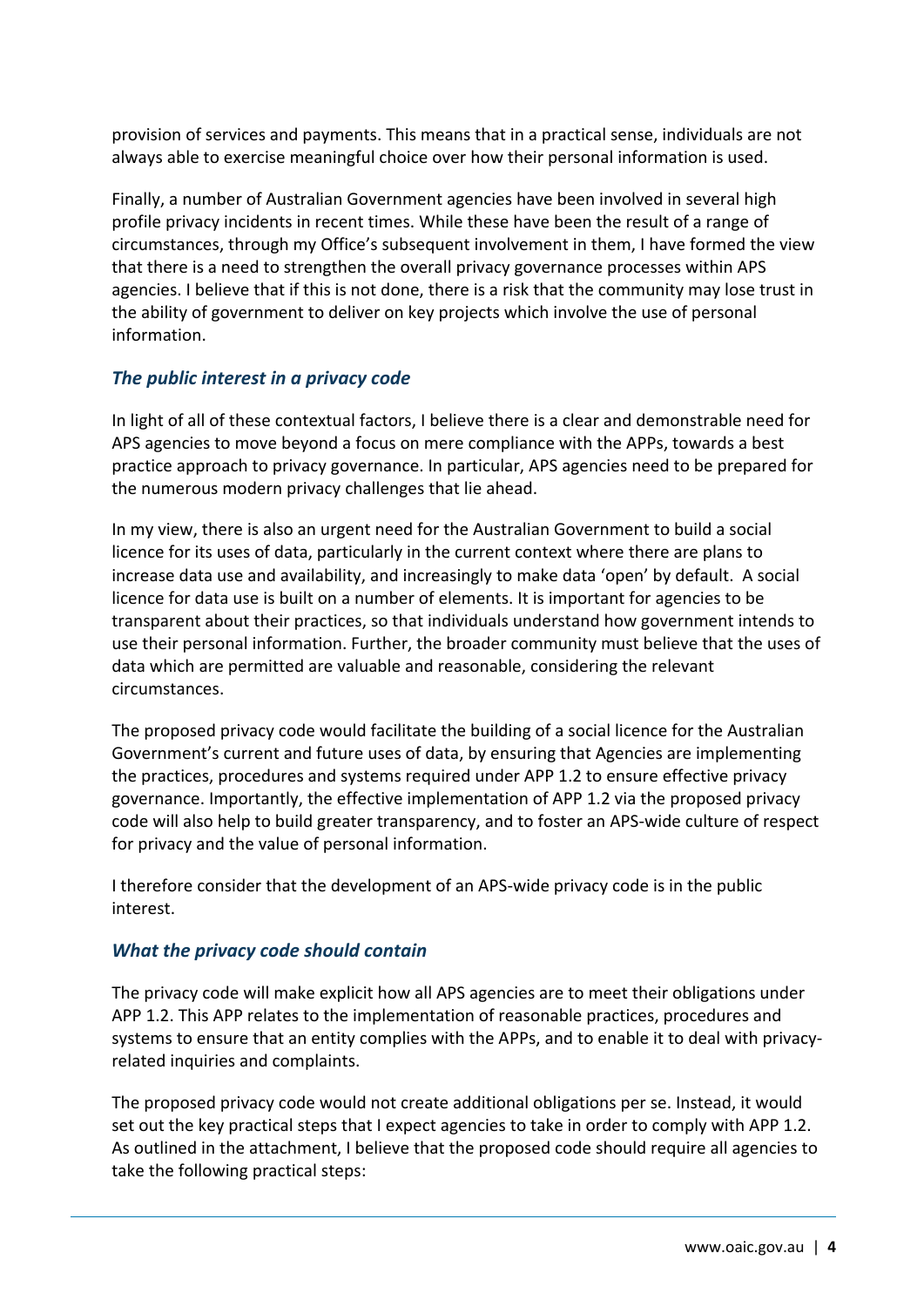provision of services and payments. This means that in a practical sense, individuals are not always able to exercise meaningful choice over how their personal information is used.

Finally, a number of Australian Government agencies have been involved in several high profile privacy incidents in recent times. While these have been the result of a range of circumstances, through my Office's subsequent involvement in them, I have formed the view that there is a need to strengthen the overall privacy governance processes within APS agencies. I believe that if this is not done, there is a risk that the community may lose trust in the ability of government to deliver on key projects which involve the use of personal information.

### *The public interest in a privacy code*

In light of all of these contextual factors, I believe there is a clear and demonstrable need for APS agencies to move beyond a focus on mere compliance with the APPs, towards a best practice approach to privacy governance. In particular, APS agencies need to be prepared for the numerous modern privacy challenges that lie ahead.

In my view, there is also an urgent need for the Australian Government to build a social licence for its uses of data, particularly in the current context where there are plans to increase data use and availability, and increasingly to make data 'open' by default. A social licence for data use is built on a number of elements. It is important for agencies to be transparent about their practices, so that individuals understand how government intends to use their personal information. Further, the broader community must believe that the uses of data which are permitted are valuable and reasonable, considering the relevant circumstances.

The proposed privacy code would facilitate the building of a social licence for the Australian Government's current and future uses of data, by ensuring that Agencies are implementing the practices, procedures and systems required under APP 1.2 to ensure effective privacy governance. Importantly, the effective implementation of APP 1.2 via the proposed privacy code will also help to build greater transparency, and to foster an APS-wide culture of respect for privacy and the value of personal information.

I therefore consider that the development of an APS-wide privacy code is in the public interest.

### *What the privacy code should contain*

The privacy code will make explicit how all APS agencies are to meet their obligations under APP 1.2. This APP relates to the implementation of reasonable practices, procedures and systems to ensure that an entity complies with the APPs, and to enable it to deal with privacy-related inquiries and complaints.

The proposed privacy code would not create additional obligations per se. Instead, it would set out the key practical steps that I expect agencies to take in order to comply with APP 1.2. As outlined in the attachment, I believe that the proposed code should require all agencies to take the following practical steps: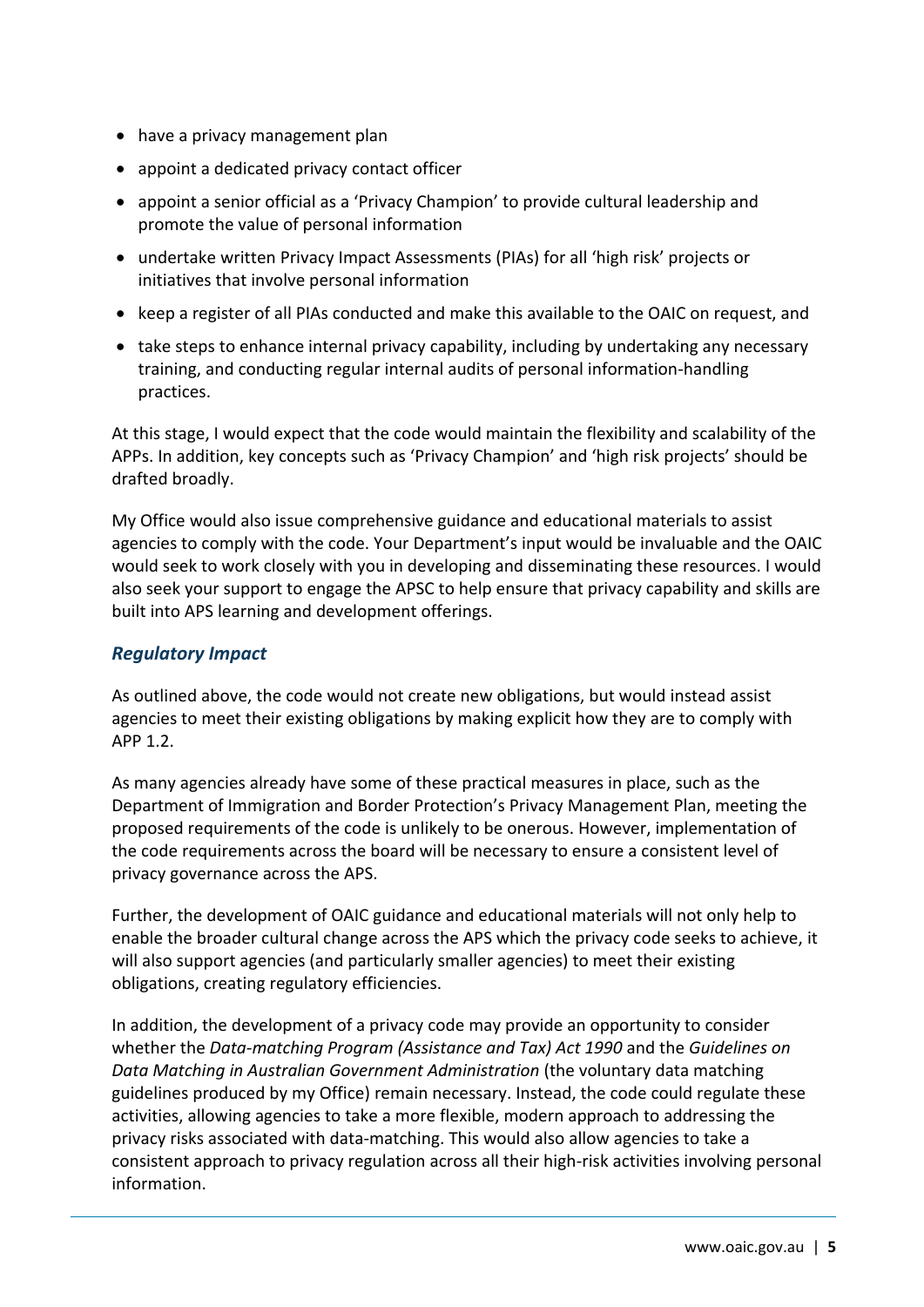- have a privacy management plan
- appoint a dedicated privacy contact officer
- appoint a senior official as a 'Privacy Champion' to provide cultural leadership and promote the value of personal information
- undertake written Privacy Impact Assessments (PIAs) for all 'high risk' projects or initiatives that involve personal information
- keep a register of all PIAs conducted and make this available to the OAIC on request, and
- take steps to enhance internal privacy capability, including by undertaking any necessary training, and conducting regular internal audits of personal information-handling practices.

At this stage, I would expect that the code would maintain the flexibility and scalability of the APPs. In addition, key concepts such as 'Privacy Champion' and 'high risk projects' should be drafted broadly.

My Office would also issue comprehensive guidance and educational materials to assist agencies to comply with the code. Your Department's input would be invaluable and the OAIC would seek to work closely with you in developing and disseminating these resources. I would also seek your support to engage the APSC to help ensure that privacy capability and skills are built into APS learning and development offerings.

### *Regulatory Impact*

As outlined above, the code would not create new obligations, but would instead assist agencies to meet their existing obligations by making explicit how they are to comply with APP 1.2.

As many agencies already have some of these practical measures in place, such as the Department of Immigration and Border Protection's Privacy Management Plan, meeting the proposed requirements of the code is unlikely to be onerous. However, implementation of the code requirements across the board will be necessary to ensure a consistent level of privacy governance across the APS.

Further, the development of OAIC guidance and educational materials will not only help to enable the broader cultural change across the APS which the privacy code seeks to achieve, it will also support agencies (and particularly smaller agencies) to meet their existing obligations, creating regulatory efficiencies.

In addition, the development of a privacy code may provide an opportunity to consider whether the *Data-matching Program (Assistance and Tax) Act 1990* and the *Guidelines on Data Matching in Australian Government Administration* (the voluntary data matching guidelines produced by my Office) remain necessary. Instead, the code could regulate these activities, allowing agencies to take a more flexible, modern approach to addressing the privacy risks associated with data-matching. This would also allow agencies to take a consistent approach to privacy regulation across all their high-risk activities involving personal information.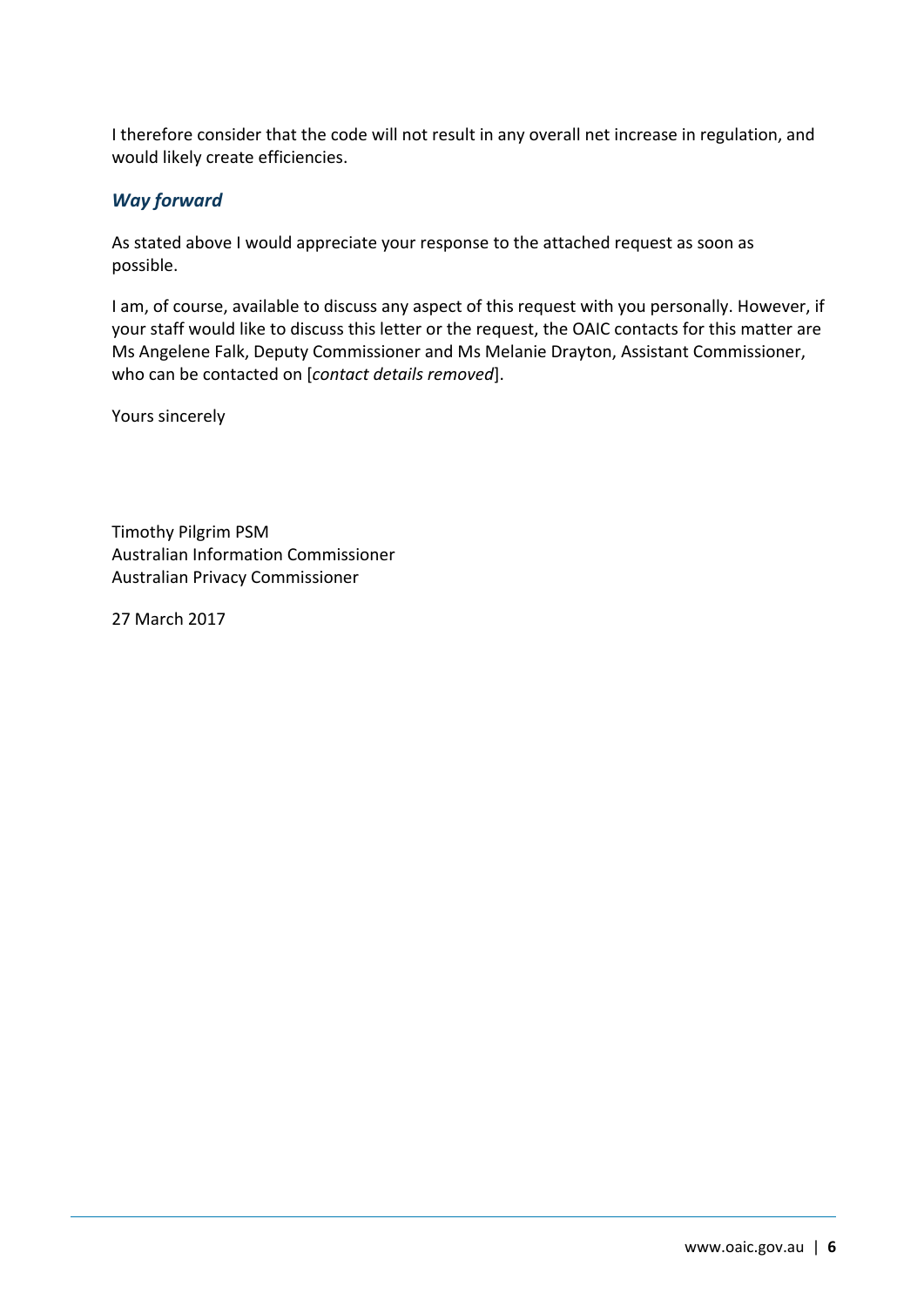I therefore consider that the code will not result in any overall net increase in regulation, and would likely create efficiencies.

### *Way forward*

As stated above I would appreciate your response to the attached request as soon as possible.

I am, of course, available to discuss any aspect of this request with you personally. However, if your staff would like to discuss this letter or the request, the OAIC contacts for this matter are Ms Angelene Falk, Deputy Commissioner and Ms Melanie Drayton, Assistant Commissioner, who can be contacted on [*contact details removed*].

Yours sincerely

Timothy Pilgrim PSM
Australian Information Commissioner
Australian Privacy Commissioner

27 March 2017